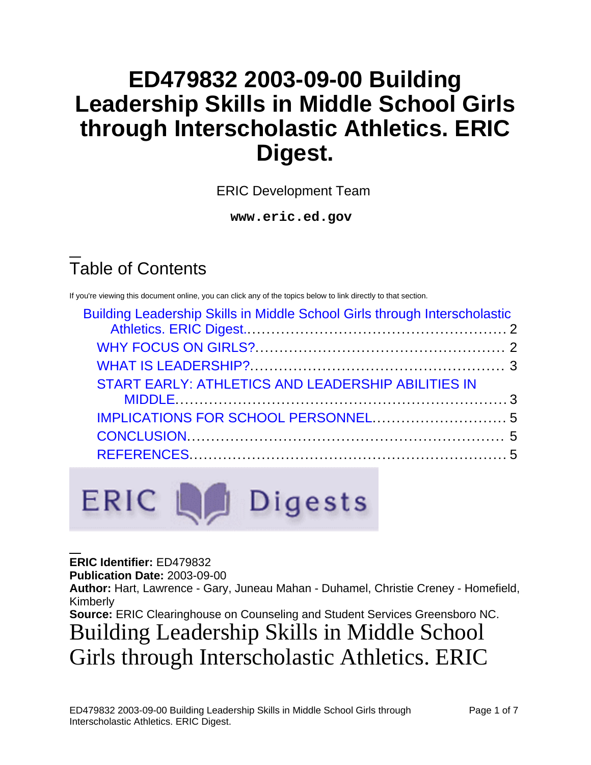# ED479832 2003-09-00 Building Leadership Skills in Middle School Girls through Interscholastic Athletics. ERIC Digest.

ERIC Development Team

**www.eric.ed.gov**

## Table of Contents

If you're viewing this document online, you can click any of the topics below to link directly to that section.

- Building Leadership Skills in Middle School Girls through Interscholastic Athletics. ERIC Digest. 2
  - WHY FOCUS ON GIRLS? 2
  - WHAT IS LEADERSHIP? 3
  - START EARLY: ATHLETICS AND LEADERSHIP ABILITIES IN MIDDLE. 3
  - IMPLICATIONS FOR SCHOOL PERSONNEL. 5
  - CONCLUSION. 5
  - REFERENCES. 5

ERIC Digests

**ERIC Identifier:** ED479832
**Publication Date:** 2003-09-00
**Author:** Hart, Lawrence - Gary, Juneau Mahan - Duhamel, Christie Creney - Homefield, Kimberly
**Source:** ERIC Clearinghouse on Counseling and Student Services Greensboro NC.

# Building Leadership Skills in Middle School Girls through Interscholastic Athletics. ERIC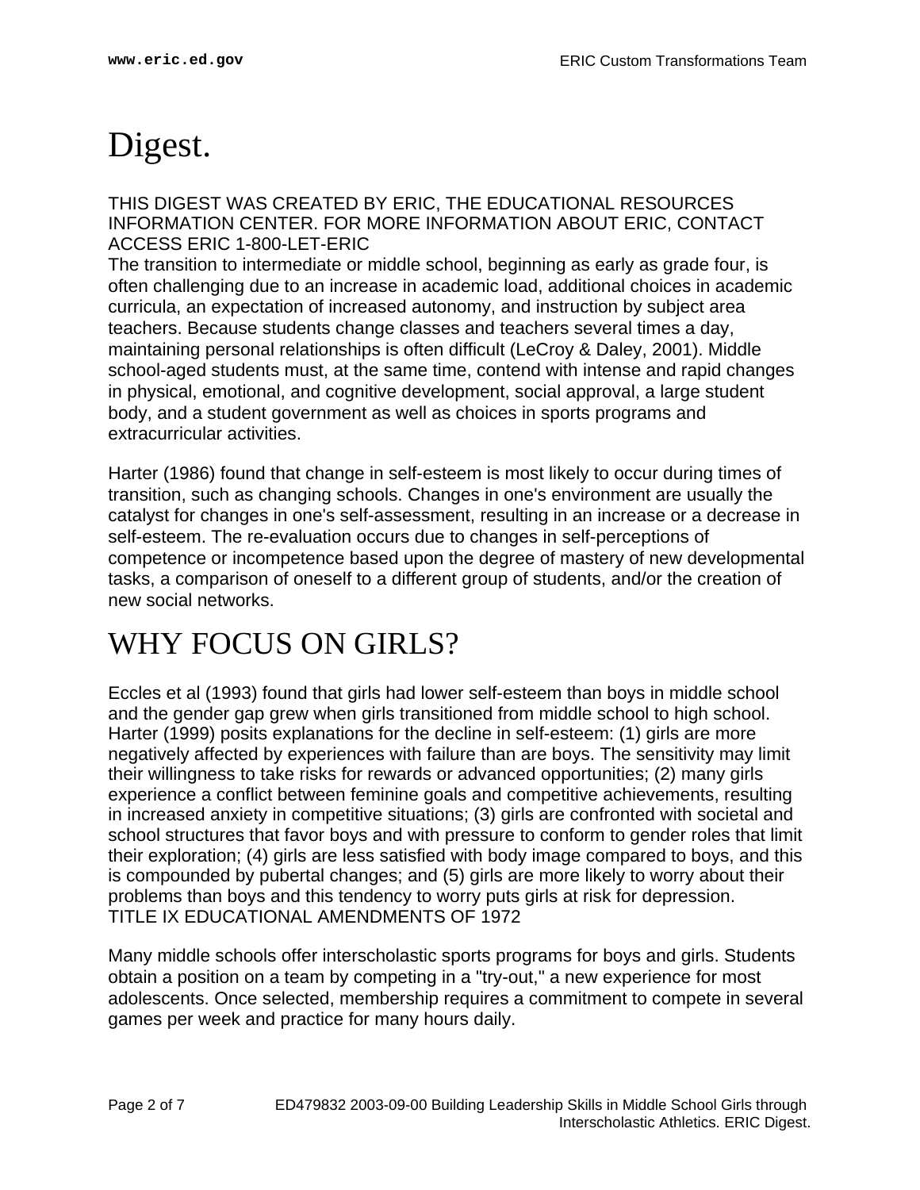# Digest.

THIS DIGEST WAS CREATED BY ERIC, THE EDUCATIONAL RESOURCES INFORMATION CENTER. FOR MORE INFORMATION ABOUT ERIC, CONTACT ACCESS ERIC 1-800-LET-ERIC

The transition to intermediate or middle school, beginning as early as grade four, is often challenging due to an increase in academic load, additional choices in academic curricula, an expectation of increased autonomy, and instruction by subject area teachers. Because students change classes and teachers several times a day, maintaining personal relationships is often difficult (LeCroy & Daley, 2001). Middle school-aged students must, at the same time, contend with intense and rapid changes in physical, emotional, and cognitive development, social approval, a large student body, and a student government as well as choices in sports programs and extracurricular activities.

Harter (1986) found that change in self-esteem is most likely to occur during times of transition, such as changing schools. Changes in one's environment are usually the catalyst for changes in one's self-assessment, resulting in an increase or a decrease in self-esteem. The re-evaluation occurs due to changes in self-perceptions of competence or incompetence based upon the degree of mastery of new developmental tasks, a comparison of oneself to a different group of students, and/or the creation of new social networks.

## WHY FOCUS ON GIRLS?

Eccles et al (1993) found that girls had lower self-esteem than boys in middle school and the gender gap grew when girls transitioned from middle school to high school. Harter (1999) posits explanations for the decline in self-esteem: (1) girls are more negatively affected by experiences with failure than are boys. The sensitivity may limit their willingness to take risks for rewards or advanced opportunities; (2) many girls experience a conflict between feminine goals and competitive achievements, resulting in increased anxiety in competitive situations; (3) girls are confronted with societal and school structures that favor boys and with pressure to conform to gender roles that limit their exploration; (4) girls are less satisfied with body image compared to boys, and this is compounded by pubertal changes; and (5) girls are more likely to worry about their problems than boys and this tendency to worry puts girls at risk for depression.

TITLE IX EDUCATIONAL AMENDMENTS OF 1972

Many middle schools offer interscholastic sports programs for boys and girls. Students obtain a position on a team by competing in a "try-out," a new experience for most adolescents. Once selected, membership requires a commitment to compete in several games per week and practice for many hours daily.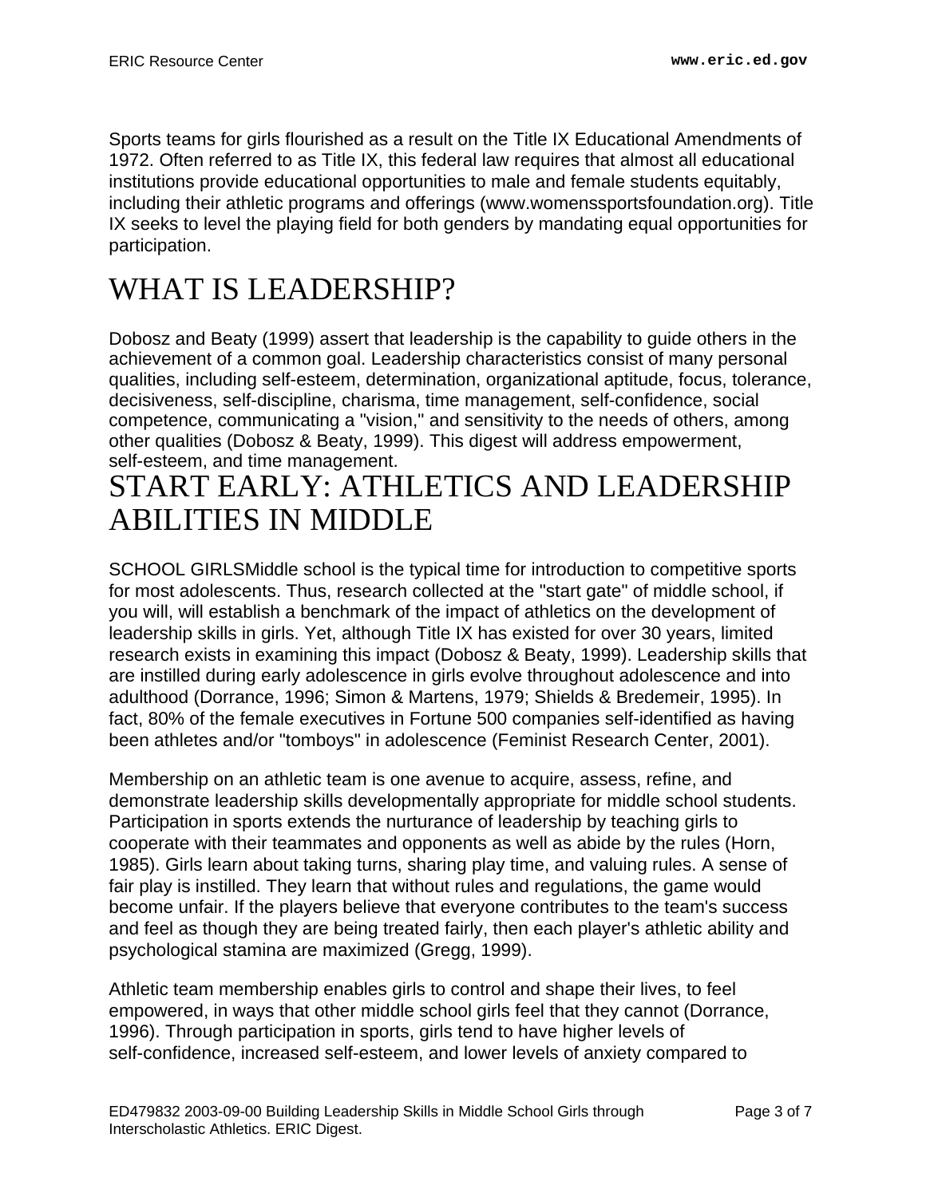Sports teams for girls flourished as a result on the Title IX Educational Amendments of 1972. Often referred to as Title IX, this federal law requires that almost all educational institutions provide educational opportunities to male and female students equitably, including their athletic programs and offerings (www.womenssportsfoundation.org). Title IX seeks to level the playing field for both genders by mandating equal opportunities for participation.

# WHAT IS LEADERSHIP?

Dobosz and Beaty (1999) assert that leadership is the capability to guide others in the achievement of a common goal. Leadership characteristics consist of many personal qualities, including self-esteem, determination, organizational aptitude, focus, tolerance, decisiveness, self-discipline, charisma, time management, self-confidence, social competence, communicating a "vision," and sensitivity to the needs of others, among other qualities (Dobosz & Beaty, 1999). This digest will address empowerment, self-esteem, and time management.

# START EARLY: ATHLETICS AND LEADERSHIP ABILITIES IN MIDDLE

SCHOOL GIRLSMiddle school is the typical time for introduction to competitive sports for most adolescents. Thus, research collected at the "start gate" of middle school, if you will, will establish a benchmark of the impact of athletics on the development of leadership skills in girls. Yet, although Title IX has existed for over 30 years, limited research exists in examining this impact (Dobosz & Beaty, 1999). Leadership skills that are instilled during early adolescence in girls evolve throughout adolescence and into adulthood (Dorrance, 1996; Simon & Martens, 1979; Shields & Bredemeir, 1995). In fact, 80% of the female executives in Fortune 500 companies self-identified as having been athletes and/or "tomboys" in adolescence (Feminist Research Center, 2001).

Membership on an athletic team is one avenue to acquire, assess, refine, and demonstrate leadership skills developmentally appropriate for middle school students. Participation in sports extends the nurturance of leadership by teaching girls to cooperate with their teammates and opponents as well as abide by the rules (Horn, 1985). Girls learn about taking turns, sharing play time, and valuing rules. A sense of fair play is instilled. They learn that without rules and regulations, the game would become unfair. If the players believe that everyone contributes to the team's success and feel as though they are being treated fairly, then each player's athletic ability and psychological stamina are maximized (Gregg, 1999).

Athletic team membership enables girls to control and shape their lives, to feel empowered, in ways that other middle school girls feel that they cannot (Dorrance, 1996). Through participation in sports, girls tend to have higher levels of self-confidence, increased self-esteem, and lower levels of anxiety compared to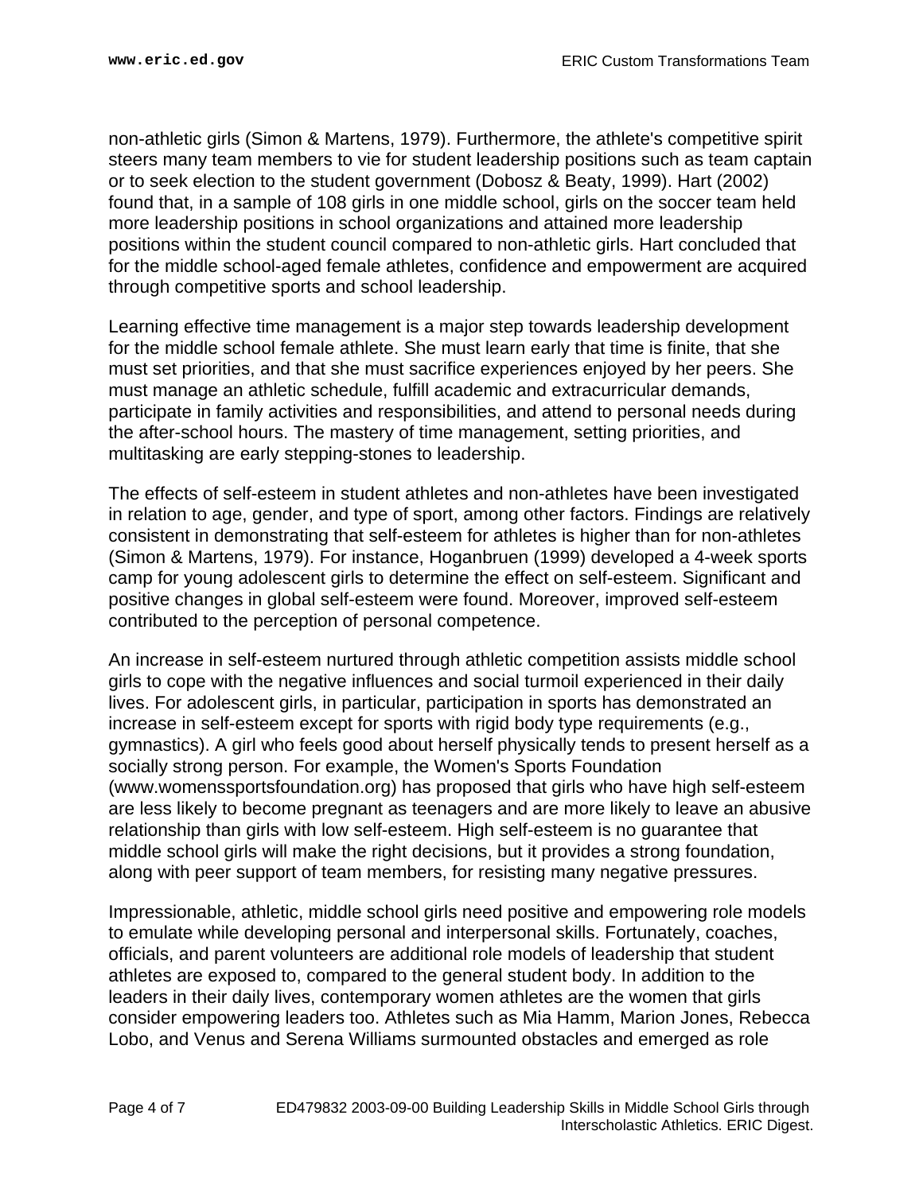non-athletic girls (Simon & Martens, 1979). Furthermore, the athlete's competitive spirit steers many team members to vie for student leadership positions such as team captain or to seek election to the student government (Dobosz & Beaty, 1999). Hart (2002) found that, in a sample of 108 girls in one middle school, girls on the soccer team held more leadership positions in school organizations and attained more leadership positions within the student council compared to non-athletic girls. Hart concluded that for the middle school-aged female athletes, confidence and empowerment are acquired through competitive sports and school leadership.

Learning effective time management is a major step towards leadership development for the middle school female athlete. She must learn early that time is finite, that she must set priorities, and that she must sacrifice experiences enjoyed by her peers. She must manage an athletic schedule, fulfill academic and extracurricular demands, participate in family activities and responsibilities, and attend to personal needs during the after-school hours. The mastery of time management, setting priorities, and multitasking are early stepping-stones to leadership.

The effects of self-esteem in student athletes and non-athletes have been investigated in relation to age, gender, and type of sport, among other factors. Findings are relatively consistent in demonstrating that self-esteem for athletes is higher than for non-athletes (Simon & Martens, 1979). For instance, Hoganbruen (1999) developed a 4-week sports camp for young adolescent girls to determine the effect on self-esteem. Significant and positive changes in global self-esteem were found. Moreover, improved self-esteem contributed to the perception of personal competence.

An increase in self-esteem nurtured through athletic competition assists middle school girls to cope with the negative influences and social turmoil experienced in their daily lives. For adolescent girls, in particular, participation in sports has demonstrated an increase in self-esteem except for sports with rigid body type requirements (e.g., gymnastics). A girl who feels good about herself physically tends to present herself as a socially strong person. For example, the Women's Sports Foundation (www.womenssportsfoundation.org) has proposed that girls who have high self-esteem are less likely to become pregnant as teenagers and are more likely to leave an abusive relationship than girls with low self-esteem. High self-esteem is no guarantee that middle school girls will make the right decisions, but it provides a strong foundation, along with peer support of team members, for resisting many negative pressures.

Impressionable, athletic, middle school girls need positive and empowering role models to emulate while developing personal and interpersonal skills. Fortunately, coaches, officials, and parent volunteers are additional role models of leadership that student athletes are exposed to, compared to the general student body. In addition to the leaders in their daily lives, contemporary women athletes are the women that girls consider empowering leaders too. Athletes such as Mia Hamm, Marion Jones, Rebecca Lobo, and Venus and Serena Williams surmounted obstacles and emerged as role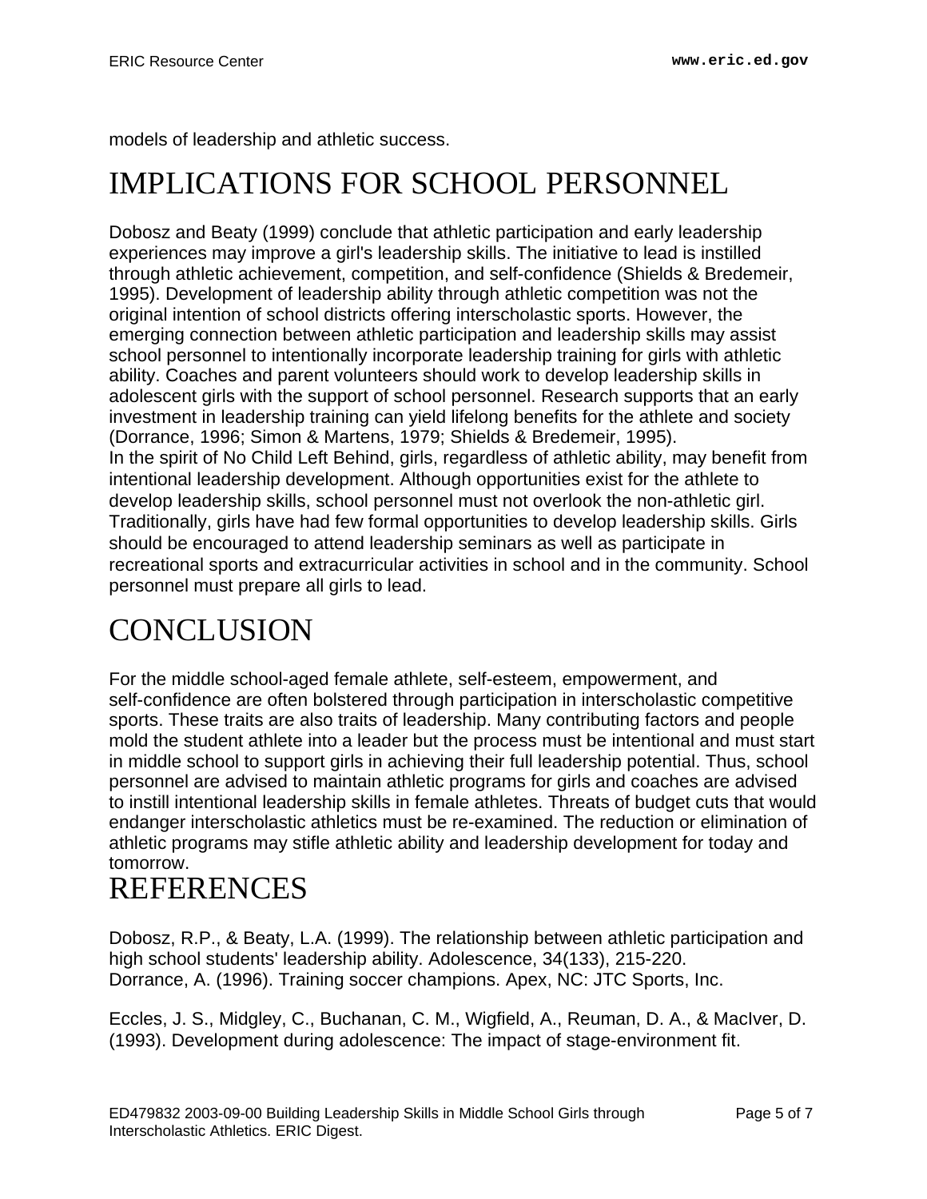models of leadership and athletic success.

# IMPLICATIONS FOR SCHOOL PERSONNEL

Dobosz and Beaty (1999) conclude that athletic participation and early leadership experiences may improve a girl's leadership skills. The initiative to lead is instilled through athletic achievement, competition, and self-confidence (Shields & Bredemeir, 1995). Development of leadership ability through athletic competition was not the original intention of school districts offering interscholastic sports. However, the emerging connection between athletic participation and leadership skills may assist school personnel to intentionally incorporate leadership training for girls with athletic ability. Coaches and parent volunteers should work to develop leadership skills in adolescent girls with the support of school personnel. Research supports that an early investment in leadership training can yield lifelong benefits for the athlete and society (Dorrance, 1996; Simon & Martens, 1979; Shields & Bredemeir, 1995).

In the spirit of No Child Left Behind, girls, regardless of athletic ability, may benefit from intentional leadership development. Although opportunities exist for the athlete to develop leadership skills, school personnel must not overlook the non-athletic girl. Traditionally, girls have had few formal opportunities to develop leadership skills. Girls should be encouraged to attend leadership seminars as well as participate in recreational sports and extracurricular activities in school and in the community. School personnel must prepare all girls to lead.

# CONCLUSION

For the middle school-aged female athlete, self-esteem, empowerment, and self-confidence are often bolstered through participation in interscholastic competitive sports. These traits are also traits of leadership. Many contributing factors and people mold the student athlete into a leader but the process must be intentional and must start in middle school to support girls in achieving their full leadership potential. Thus, school personnel are advised to maintain athletic programs for girls and coaches are advised to instill intentional leadership skills in female athletes. Threats of budget cuts that would endanger interscholastic athletics must be re-examined. The reduction or elimination of athletic programs may stifle athletic ability and leadership development for today and tomorrow.

# REFERENCES

Dobosz, R.P., & Beaty, L.A. (1999). The relationship between athletic participation and high school students' leadership ability. Adolescence, 34(133), 215-220.
Dorrance, A. (1996). Training soccer champions. Apex, NC: JTC Sports, Inc.

Eccles, J. S., Midgley, C., Buchanan, C. M., Wigfield, A., Reuman, D. A., & MacIver, D. (1993). Development during adolescence: The impact of stage-environment fit.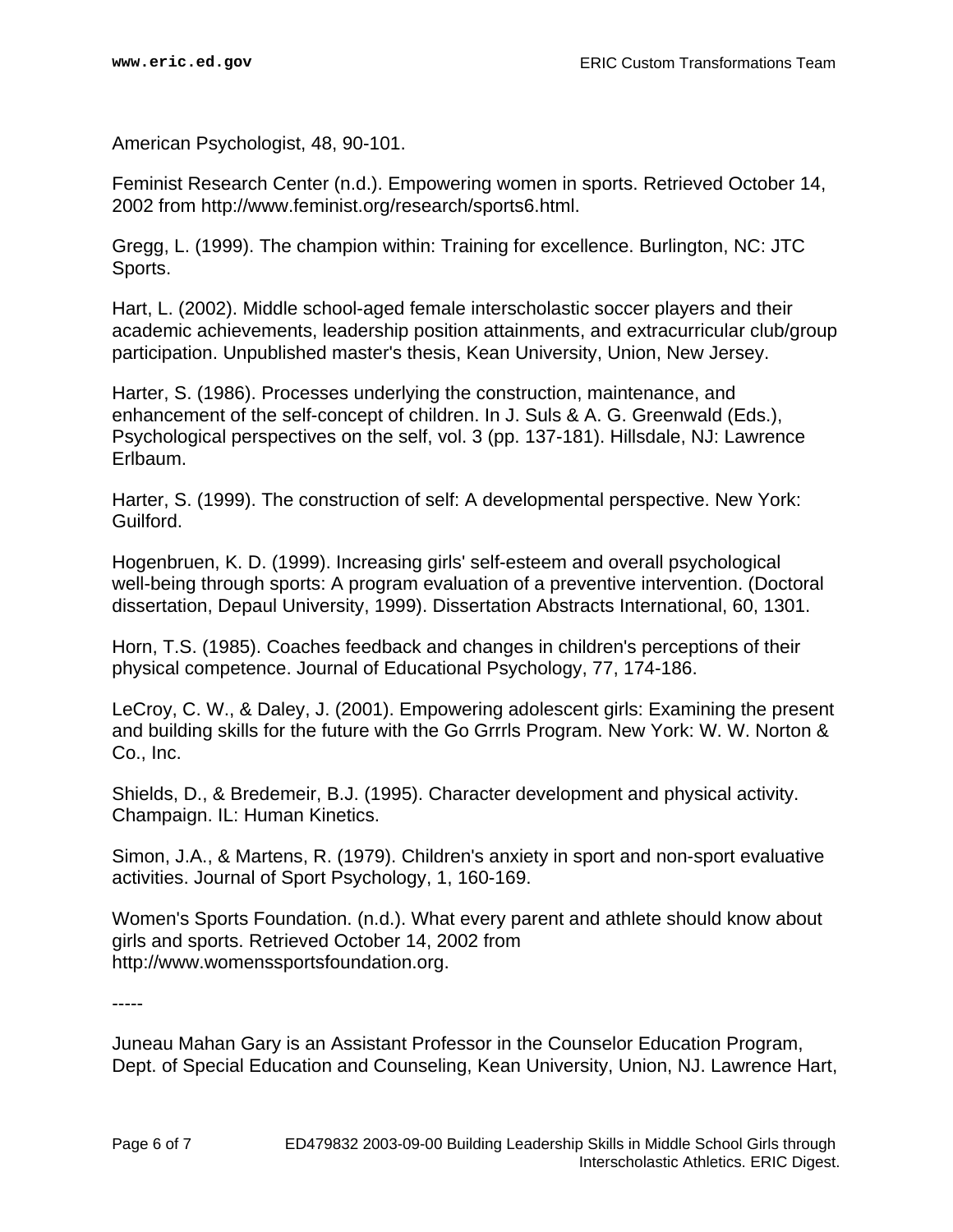American Psychologist, 48, 90-101.

Feminist Research Center (n.d.). Empowering women in sports. Retrieved October 14, 2002 from http://www.feminist.org/research/sports6.html.

Gregg, L. (1999). The champion within: Training for excellence. Burlington, NC: JTC Sports.

Hart, L. (2002). Middle school-aged female interscholastic soccer players and their academic achievements, leadership position attainments, and extracurricular club/group participation. Unpublished master's thesis, Kean University, Union, New Jersey.

Harter, S. (1986). Processes underlying the construction, maintenance, and enhancement of the self-concept of children. In J. Suls & A. G. Greenwald (Eds.), Psychological perspectives on the self, vol. 3 (pp. 137-181). Hillsdale, NJ: Lawrence Erlbaum.

Harter, S. (1999). The construction of self: A developmental perspective. New York: Guilford.

Hogenbruen, K. D. (1999). Increasing girls' self-esteem and overall psychological well-being through sports: A program evaluation of a preventive intervention. (Doctoral dissertation, Depaul University, 1999). Dissertation Abstracts International, 60, 1301.

Horn, T.S. (1985). Coaches feedback and changes in children's perceptions of their physical competence. Journal of Educational Psychology, 77, 174-186.

LeCroy, C. W., & Daley, J. (2001). Empowering adolescent girls: Examining the present and building skills for the future with the Go Grrrls Program. New York: W. W. Norton & Co., Inc.

Shields, D., & Bredemeir, B.J. (1995). Character development and physical activity. Champaign. IL: Human Kinetics.

Simon, J.A., & Martens, R. (1979). Children's anxiety in sport and non-sport evaluative activities. Journal of Sport Psychology, 1, 160-169.

Women's Sports Foundation. (n.d.). What every parent and athlete should know about girls and sports. Retrieved October 14, 2002 from http://www.womenssportsfoundation.org.

-----

Juneau Mahan Gary is an Assistant Professor in the Counselor Education Program, Dept. of Special Education and Counseling, Kean University, Union, NJ. Lawrence Hart,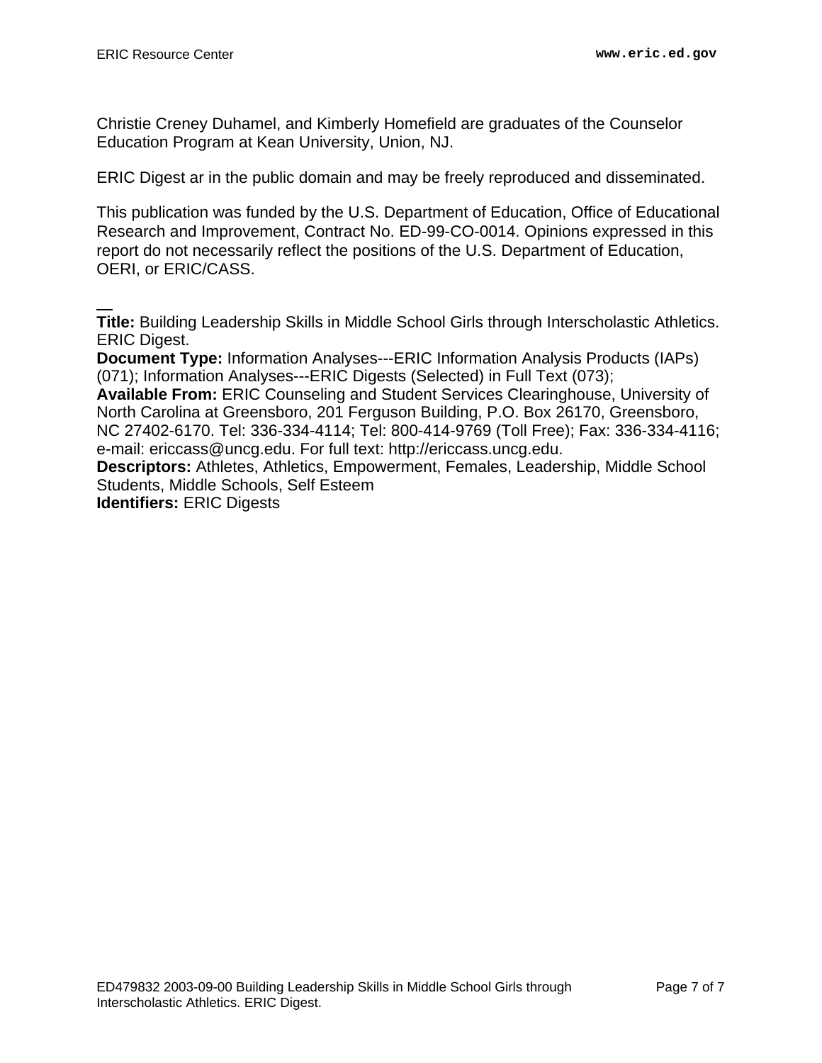Christie Creney Duhamel, and Kimberly Homefield are graduates of the Counselor Education Program at Kean University, Union, NJ.

ERIC Digest ar in the public domain and may be freely reproduced and disseminated.

This publication was funded by the U.S. Department of Education, Office of Educational Research and Improvement, Contract No. ED-99-CO-0014. Opinions expressed in this report do not necessarily reflect the positions of the U.S. Department of Education, OERI, or ERIC/CASS.

---

**Title:** Building Leadership Skills in Middle School Girls through Interscholastic Athletics. ERIC Digest.
**Document Type:** Information Analyses---ERIC Information Analysis Products (IAPs) (071); Information Analyses---ERIC Digests (Selected) in Full Text (073);
**Available From:** ERIC Counseling and Student Services Clearinghouse, University of North Carolina at Greensboro, 201 Ferguson Building, P.O. Box 26170, Greensboro, NC 27402-6170. Tel: 336-334-4114; Tel: 800-414-9769 (Toll Free); Fax: 336-334-4116; e-mail: ericcass@uncg.edu. For full text: http://ericcass.uncg.edu.
**Descriptors:** Athletes, Athletics, Empowerment, Females, Leadership, Middle School Students, Middle Schools, Self Esteem
**Identifiers:** ERIC Digests